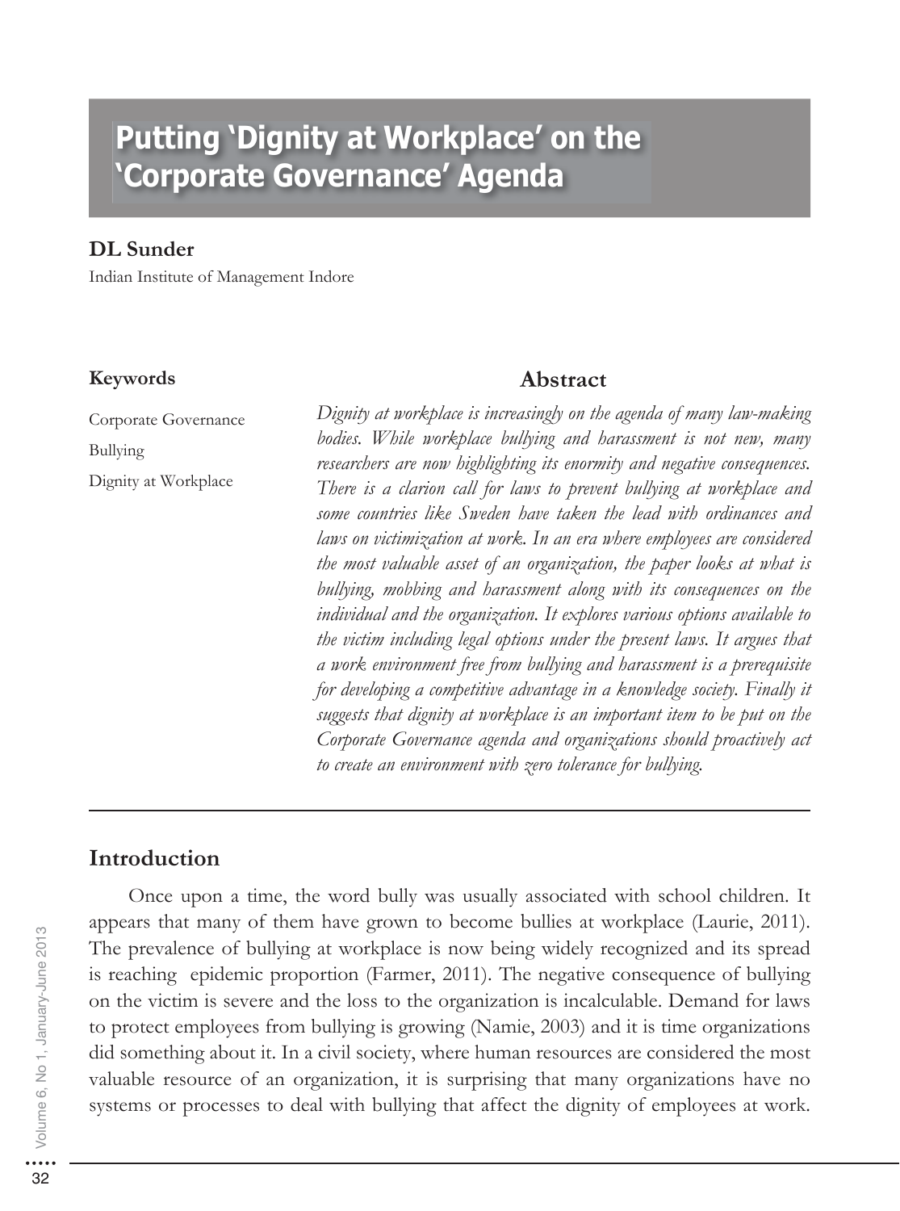# Putting 'Dignity at Workplace' on the 'Corporate Governance' Agenda

**DL Sunder**

Indian Institute of Management Indore

**Keywords**

Corporate Governance

Bullying

Dignity at Workplace

## Abstract

*Dignity at workplace is increasingly on the agenda of many law-making bodies. While workplace bullying and harassment is not new, many researchers are now highlighting its enormity and negative consequences. There is a clarion call for laws to prevent bullying at workplace and some countries like Sweden have taken the lead with ordinances and laws on victimization at work. In an era where employees are considered the most valuable asset of an organization, the paper looks at what is bullying, mobbing and harassment along with its consequences on the individual and the organization. It explores various options available to the victim including legal options under the present laws. It argues that a work environment free from bullying and harassment is a prerequisite for developing a competitive advantage in a knowledge society. Finally it suggests that dignity at workplace is an important item to be put on the Corporate Governance agenda and organizations should proactively act to create an environment with zero tolerance for bullying.*

## Introduction

Once upon a time, the word bully was usually associated with school children. It appears that many of them have grown to become bullies at workplace (Laurie, 2011). The prevalence of bullying at workplace is now being widely recognized and its spread is reaching epidemic proportion (Farmer, 2011). The negative consequence of bullying on the victim is severe and the loss to the organization is incalculable. Demand for laws to protect employees from bullying is growing (Namie, 2003) and it is time organizations did something about it. In a civil society, where human resources are considered the most valuable resource of an organization, it is surprising that many organizations have no systems or processes to deal with bullying that affect the dignity of employees at work.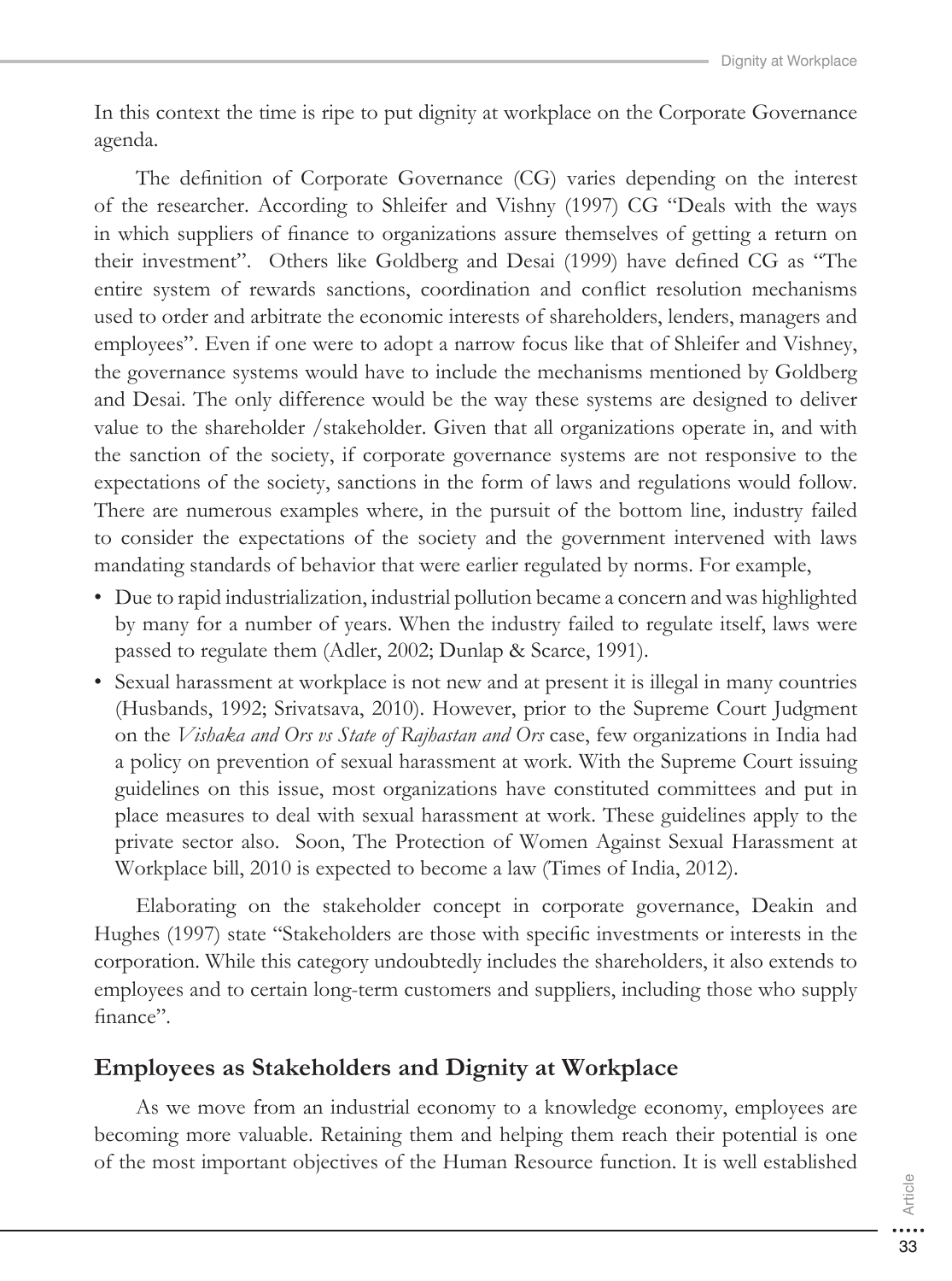In this context the time is ripe to put dignity at workplace on the Corporate Governance agenda.

The definition of Corporate Governance (CG) varies depending on the interest of the researcher. According to Shleifer and Vishny (1997) CG "Deals with the ways in which suppliers of finance to organizations assure themselves of getting a return on their investment". Others like Goldberg and Desai (1999) have defined CG as "The entire system of rewards sanctions, coordination and conflict resolution mechanisms used to order and arbitrate the economic interests of shareholders, lenders, managers and employees". Even if one were to adopt a narrow focus like that of Shleifer and Vishney, the governance systems would have to include the mechanisms mentioned by Goldberg and Desai. The only difference would be the way these systems are designed to deliver value to the shareholder /stakeholder. Given that all organizations operate in, and with the sanction of the society, if corporate governance systems are not responsive to the expectations of the society, sanctions in the form of laws and regulations would follow. There are numerous examples where, in the pursuit of the bottom line, industry failed to consider the expectations of the society and the government intervened with laws mandating standards of behavior that were earlier regulated by norms. For example,

- Due to rapid industrialization, industrial pollution became a concern and was highlighted by many for a number of years. When the industry failed to regulate itself, laws were passed to regulate them (Adler, 2002; Dunlap & Scarce, 1991).
- Sexual harassment at workplace is not new and at present it is illegal in many countries (Husbands, 1992; Srivatsava, 2010). However, prior to the Supreme Court Judgment on the *Vishaka and Ors vs State of Rajhastan and Ors* case, few organizations in India had a policy on prevention of sexual harassment at work. With the Supreme Court issuing guidelines on this issue, most organizations have constituted committees and put in place measures to deal with sexual harassment at work. These guidelines apply to the private sector also. Soon, The Protection of Women Against Sexual Harassment at Workplace bill, 2010 is expected to become a law (Times of India, 2012).

Elaborating on the stakeholder concept in corporate governance, Deakin and Hughes (1997) state "Stakeholders are those with specific investments or interests in the corporation. While this category undoubtedly includes the shareholders, it also extends to employees and to certain long-term customers and suppliers, including those who supply finance".

## Employees as Stakeholders and Dignity at Workplace

As we move from an industrial economy to a knowledge economy, employees are becoming more valuable. Retaining them and helping them reach their potential is one of the most important objectives of the Human Resource function. It is well established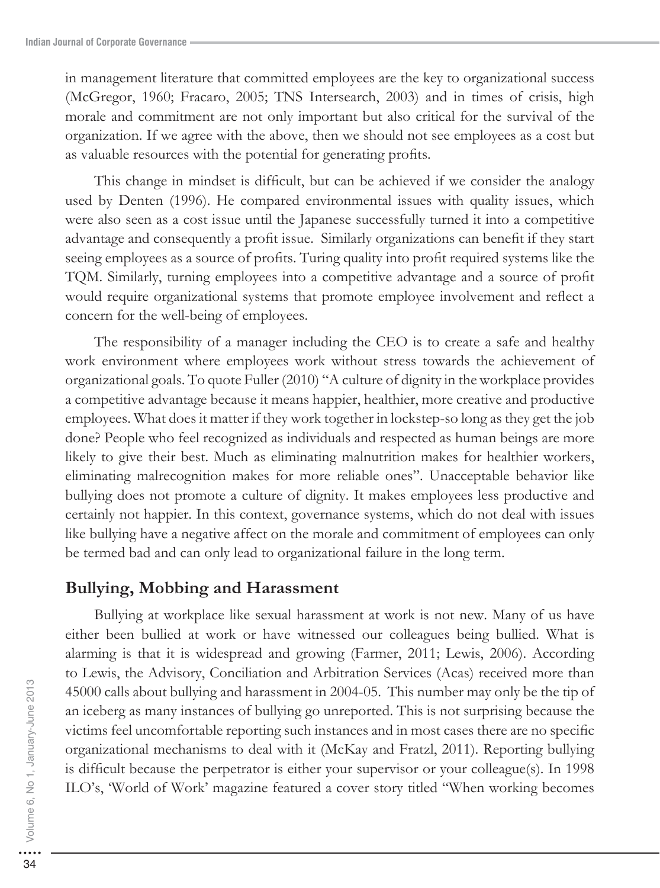in management literature that committed employees are the key to organizational success (McGregor, 1960; Fracaro, 2005; TNS Intersearch, 2003) and in times of crisis, high morale and commitment are not only important but also critical for the survival of the organization. If we agree with the above, then we should not see employees as a cost but as valuable resources with the potential for generating profits.

This change in mindset is difficult, but can be achieved if we consider the analogy used by Denten (1996). He compared environmental issues with quality issues, which were also seen as a cost issue until the Japanese successfully turned it into a competitive advantage and consequently a profit issue. Similarly organizations can benefit if they start seeing employees as a source of profits. Turing quality into profit required systems like the TQM. Similarly, turning employees into a competitive advantage and a source of profit would require organizational systems that promote employee involvement and reflect a concern for the well-being of employees.

The responsibility of a manager including the CEO is to create a safe and healthy work environment where employees work without stress towards the achievement of organizational goals. To quote Fuller (2010) "A culture of dignity in the workplace provides a competitive advantage because it means happier, healthier, more creative and productive employees. What does it matter if they work together in lockstep-so long as they get the job done? People who feel recognized as individuals and respected as human beings are more likely to give their best. Much as eliminating malnutrition makes for healthier workers, eliminating malrecognition makes for more reliable ones". Unacceptable behavior like bullying does not promote a culture of dignity. It makes employees less productive and certainly not happier. In this context, governance systems, which do not deal with issues like bullying have a negative affect on the morale and commitment of employees can only be termed bad and can only lead to organizational failure in the long term.

## Bullying, Mobbing and Harassment

Bullying at workplace like sexual harassment at work is not new. Many of us have either been bullied at work or have witnessed our colleagues being bullied. What is alarming is that it is widespread and growing (Farmer, 2011; Lewis, 2006). According to Lewis, the Advisory, Conciliation and Arbitration Services (Acas) received more than 45000 calls about bullying and harassment in 2004-05. This number may only be the tip of an iceberg as many instances of bullying go unreported. This is not surprising because the victims feel uncomfortable reporting such instances and in most cases there are no specific organizational mechanisms to deal with it (McKay and Fratzl, 2011). Reporting bullying is difficult because the perpetrator is either your supervisor or your colleague(s). In 1998 ILO's, 'World of Work' magazine featured a cover story titled "When working becomes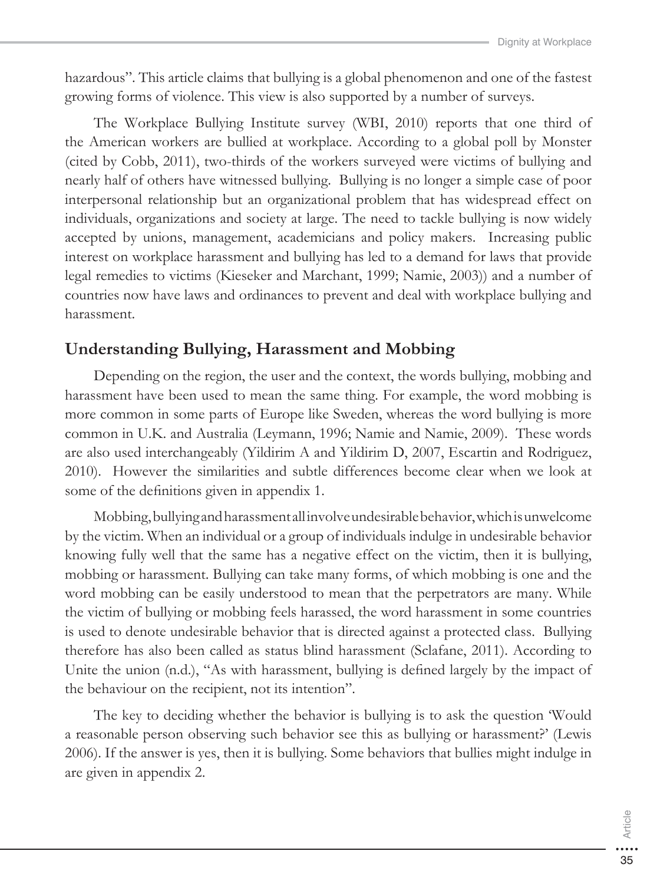hazardous". This article claims that bullying is a global phenomenon and one of the fastest growing forms of violence. This view is also supported by a number of surveys.

The Workplace Bullying Institute survey (WBI, 2010) reports that one third of the American workers are bullied at workplace. According to a global poll by Monster (cited by Cobb, 2011), two-thirds of the workers surveyed were victims of bullying and nearly half of others have witnessed bullying. Bullying is no longer a simple case of poor interpersonal relationship but an organizational problem that has widespread effect on individuals, organizations and society at large. The need to tackle bullying is now widely accepted by unions, management, academicians and policy makers. Increasing public interest on workplace harassment and bullying has led to a demand for laws that provide legal remedies to victims (Kieseker and Marchant, 1999; Namie, 2003)) and a number of countries now have laws and ordinances to prevent and deal with workplace bullying and harassment.

## Understanding Bullying, Harassment and Mobbing

Depending on the region, the user and the context, the words bullying, mobbing and harassment have been used to mean the same thing. For example, the word mobbing is more common in some parts of Europe like Sweden, whereas the word bullying is more common in U.K. and Australia (Leymann, 1996; Namie and Namie, 2009). These words are also used interchangeably (Yildirim A and Yildirim D, 2007, Escartin and Rodriguez, 2010). However the similarities and subtle differences become clear when we look at some of the definitions given in appendix 1.

Mobbing, bullying and harassment all involve undesirable behavior, which is unwelcome by the victim. When an individual or a group of individuals indulge in undesirable behavior knowing fully well that the same has a negative effect on the victim, then it is bullying, mobbing or harassment. Bullying can take many forms, of which mobbing is one and the word mobbing can be easily understood to mean that the perpetrators are many. While the victim of bullying or mobbing feels harassed, the word harassment in some countries is used to denote undesirable behavior that is directed against a protected class. Bullying therefore has also been called as status blind harassment (Sclafane, 2011). According to Unite the union (n.d.), "As with harassment, bullying is defined largely by the impact of the behaviour on the recipient, not its intention".

The key to deciding whether the behavior is bullying is to ask the question 'Would a reasonable person observing such behavior see this as bullying or harassment?' (Lewis 2006). If the answer is yes, then it is bullying. Some behaviors that bullies might indulge in are given in appendix 2.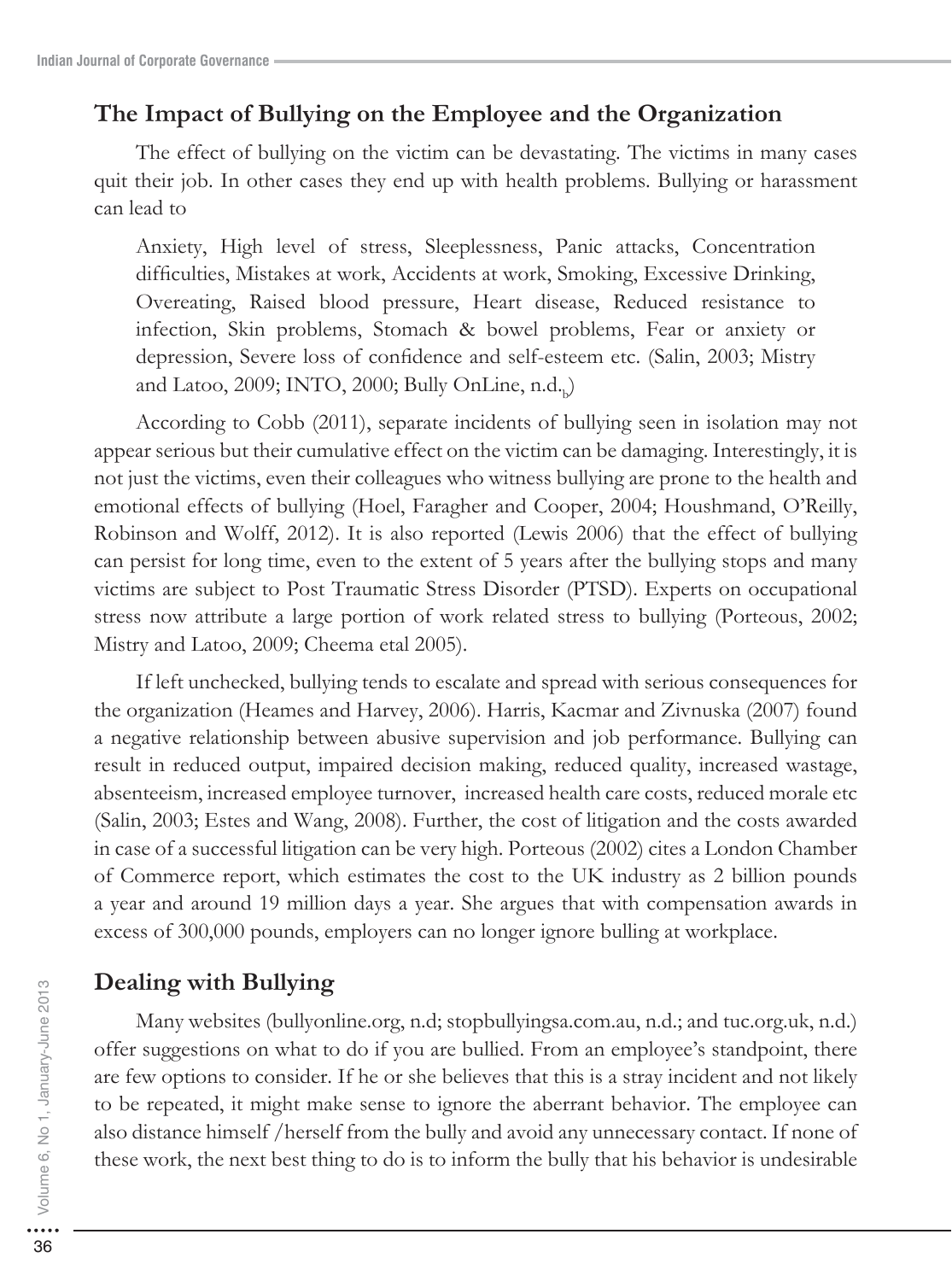## The Impact of Bullying on the Employee and the Organization

The effect of bullying on the victim can be devastating. The victims in many cases quit their job. In other cases they end up with health problems. Bullying or harassment can lead to

> Anxiety, High level of stress, Sleeplessness, Panic attacks, Concentration difficulties, Mistakes at work, Accidents at work, Smoking, Excessive Drinking, Overeating, Raised blood pressure, Heart disease, Reduced resistance to infection, Skin problems, Stomach & bowel problems, Fear or anxiety or depression, Severe loss of confidence and self-esteem etc. (Salin, 2003; Mistry and Latoo, 2009; INTO, 2000; Bully OnLine, n.d.$_b$)

According to Cobb (2011), separate incidents of bullying seen in isolation may not appear serious but their cumulative effect on the victim can be damaging. Interestingly, it is not just the victims, even their colleagues who witness bullying are prone to the health and emotional effects of bullying (Hoel, Faragher and Cooper, 2004; Houshmand, O'Reilly, Robinson and Wolff, 2012). It is also reported (Lewis 2006) that the effect of bullying can persist for long time, even to the extent of 5 years after the bullying stops and many victims are subject to Post Traumatic Stress Disorder (PTSD). Experts on occupational stress now attribute a large portion of work related stress to bullying (Porteous, 2002; Mistry and Latoo, 2009; Cheema etal 2005).

If left unchecked, bullying tends to escalate and spread with serious consequences for the organization (Heames and Harvey, 2006). Harris, Kacmar and Zivnuska (2007) found a negative relationship between abusive supervision and job performance. Bullying can result in reduced output, impaired decision making, reduced quality, increased wastage, absenteeism, increased employee turnover, increased health care costs, reduced morale etc (Salin, 2003; Estes and Wang, 2008). Further, the cost of litigation and the costs awarded in case of a successful litigation can be very high. Porteous (2002) cites a London Chamber of Commerce report, which estimates the cost to the UK industry as 2 billion pounds a year and around 19 million days a year. She argues that with compensation awards in excess of 300,000 pounds, employers can no longer ignore bulling at workplace.

## Dealing with Bullying

Many websites (bullyonline.org, n.d; stopbullyingsa.com.au, n.d.; and tuc.org.uk, n.d.) offer suggestions on what to do if you are bullied. From an employee's standpoint, there are few options to consider. If he or she believes that this is a stray incident and not likely to be repeated, it might make sense to ignore the aberrant behavior. The employee can also distance himself /herself from the bully and avoid any unnecessary contact. If none of these work, the next best thing to do is to inform the bully that his behavior is undesirable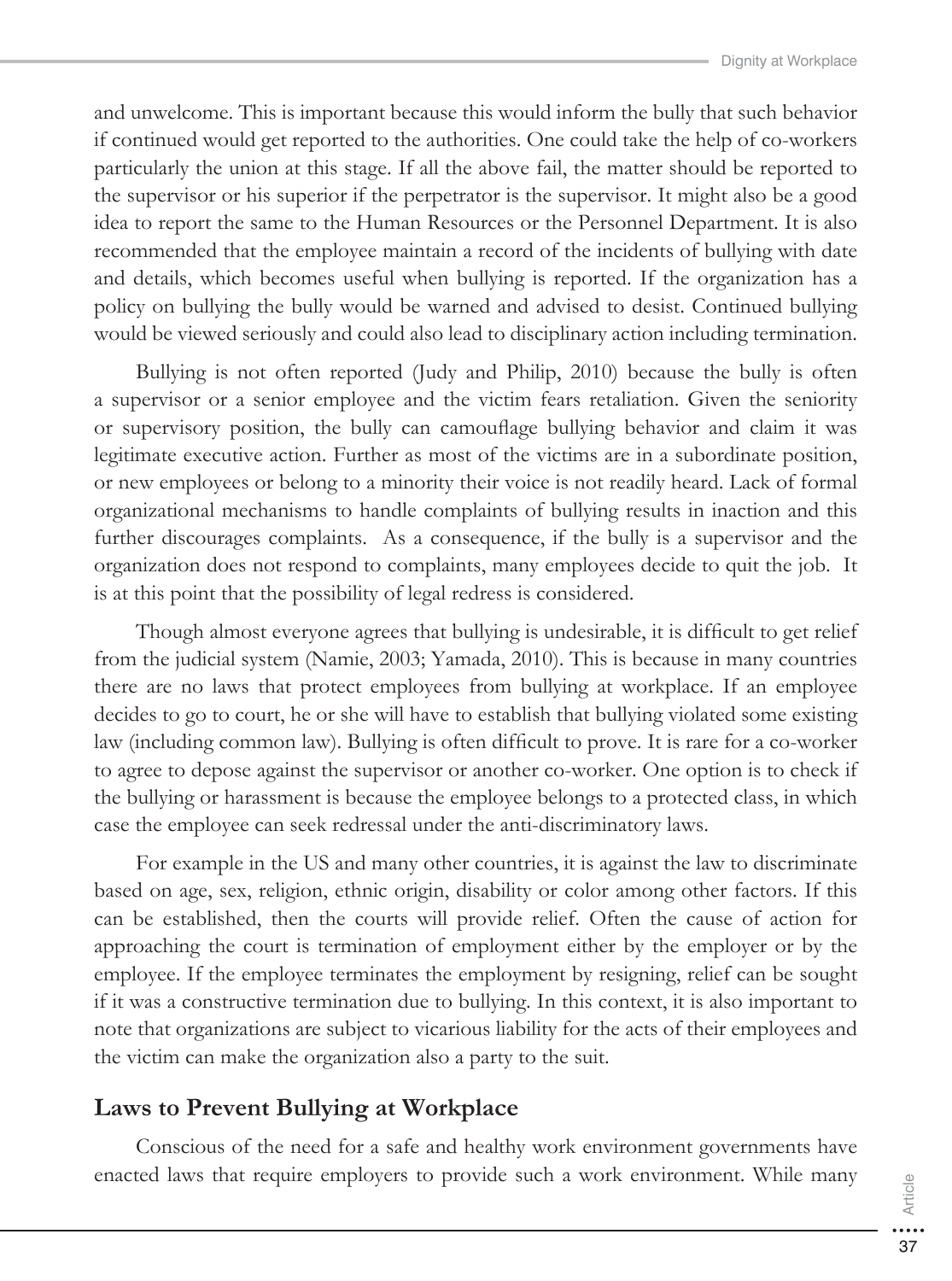and unwelcome. This is important because this would inform the bully that such behavior if continued would get reported to the authorities. One could take the help of co-workers particularly the union at this stage. If all the above fail, the matter should be reported to the supervisor or his superior if the perpetrator is the supervisor. It might also be a good idea to report the same to the Human Resources or the Personnel Department. It is also recommended that the employee maintain a record of the incidents of bullying with date and details, which becomes useful when bullying is reported. If the organization has a policy on bullying the bully would be warned and advised to desist. Continued bullying would be viewed seriously and could also lead to disciplinary action including termination.

Bullying is not often reported (Judy and Philip, 2010) because the bully is often a supervisor or a senior employee and the victim fears retaliation. Given the seniority or supervisory position, the bully can camouflage bullying behavior and claim it was legitimate executive action. Further as most of the victims are in a subordinate position, or new employees or belong to a minority their voice is not readily heard. Lack of formal organizational mechanisms to handle complaints of bullying results in inaction and this further discourages complaints. As a consequence, if the bully is a supervisor and the organization does not respond to complaints, many employees decide to quit the job. It is at this point that the possibility of legal redress is considered.

Though almost everyone agrees that bullying is undesirable, it is difficult to get relief from the judicial system (Namie, 2003; Yamada, 2010). This is because in many countries there are no laws that protect employees from bullying at workplace. If an employee decides to go to court, he or she will have to establish that bullying violated some existing law (including common law). Bullying is often difficult to prove. It is rare for a co-worker to agree to depose against the supervisor or another co-worker. One option is to check if the bullying or harassment is because the employee belongs to a protected class, in which case the employee can seek redressal under the anti-discriminatory laws.

For example in the US and many other countries, it is against the law to discriminate based on age, sex, religion, ethnic origin, disability or color among other factors. If this can be established, then the courts will provide relief. Often the cause of action for approaching the court is termination of employment either by the employer or by the employee. If the employee terminates the employment by resigning, relief can be sought if it was a constructive termination due to bullying. In this context, it is also important to note that organizations are subject to vicarious liability for the acts of their employees and the victim can make the organization also a party to the suit.

## Laws to Prevent Bullying at Workplace

Conscious of the need for a safe and healthy work environment governments have enacted laws that require employers to provide such a work environment. While many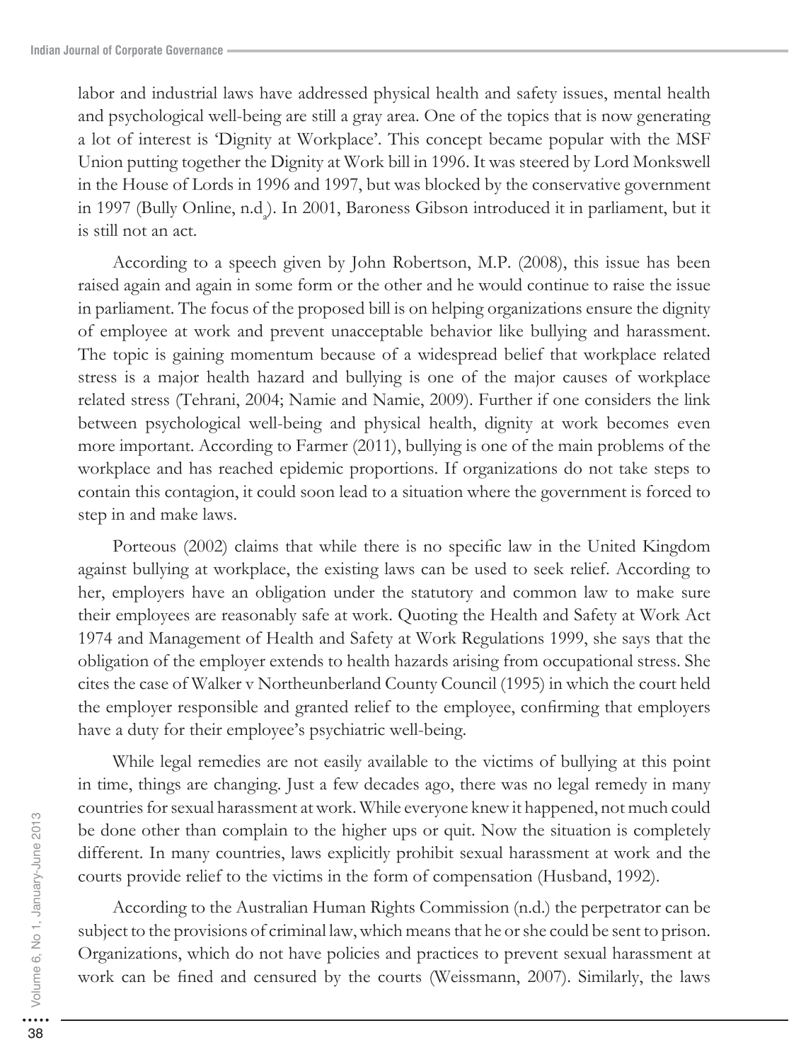labor and industrial laws have addressed physical health and safety issues, mental health and psychological well-being are still a gray area. One of the topics that is now generating a lot of interest is 'Dignity at Workplace'. This concept became popular with the MSF Union putting together the Dignity at Work bill in 1996. It was steered by Lord Monkswell in the House of Lords in 1996 and 1997, but was blocked by the conservative government in 1997 (Bully Online, n.d.[a]). In 2001, Baroness Gibson introduced it in parliament, but it is still not an act.

According to a speech given by John Robertson, M.P. (2008), this issue has been raised again and again in some form or the other and he would continue to raise the issue in parliament. The focus of the proposed bill is on helping organizations ensure the dignity of employee at work and prevent unacceptable behavior like bullying and harassment. The topic is gaining momentum because of a widespread belief that workplace related stress is a major health hazard and bullying is one of the major causes of workplace related stress (Tehrani, 2004; Namie and Namie, 2009). Further if one considers the link between psychological well-being and physical health, dignity at work becomes even more important. According to Farmer (2011), bullying is one of the main problems of the workplace and has reached epidemic proportions. If organizations do not take steps to contain this contagion, it could soon lead to a situation where the government is forced to step in and make laws.

Porteous (2002) claims that while there is no specific law in the United Kingdom against bullying at workplace, the existing laws can be used to seek relief. According to her, employers have an obligation under the statutory and common law to make sure their employees are reasonably safe at work. Quoting the Health and Safety at Work Act 1974 and Management of Health and Safety at Work Regulations 1999, she says that the obligation of the employer extends to health hazards arising from occupational stress. She cites the case of Walker v Northeunberland County Council (1995) in which the court held the employer responsible and granted relief to the employee, confirming that employers have a duty for their employee's psychiatric well-being.

While legal remedies are not easily available to the victims of bullying at this point in time, things are changing. Just a few decades ago, there was no legal remedy in many countries for sexual harassment at work. While everyone knew it happened, not much could be done other than complain to the higher ups or quit. Now the situation is completely different. In many countries, laws explicitly prohibit sexual harassment at work and the courts provide relief to the victims in the form of compensation (Husband, 1992).

According to the Australian Human Rights Commission (n.d.) the perpetrator can be subject to the provisions of criminal law, which means that he or she could be sent to prison. Organizations, which do not have policies and practices to prevent sexual harassment at work can be fined and censured by the courts (Weissmann, 2007). Similarly, the laws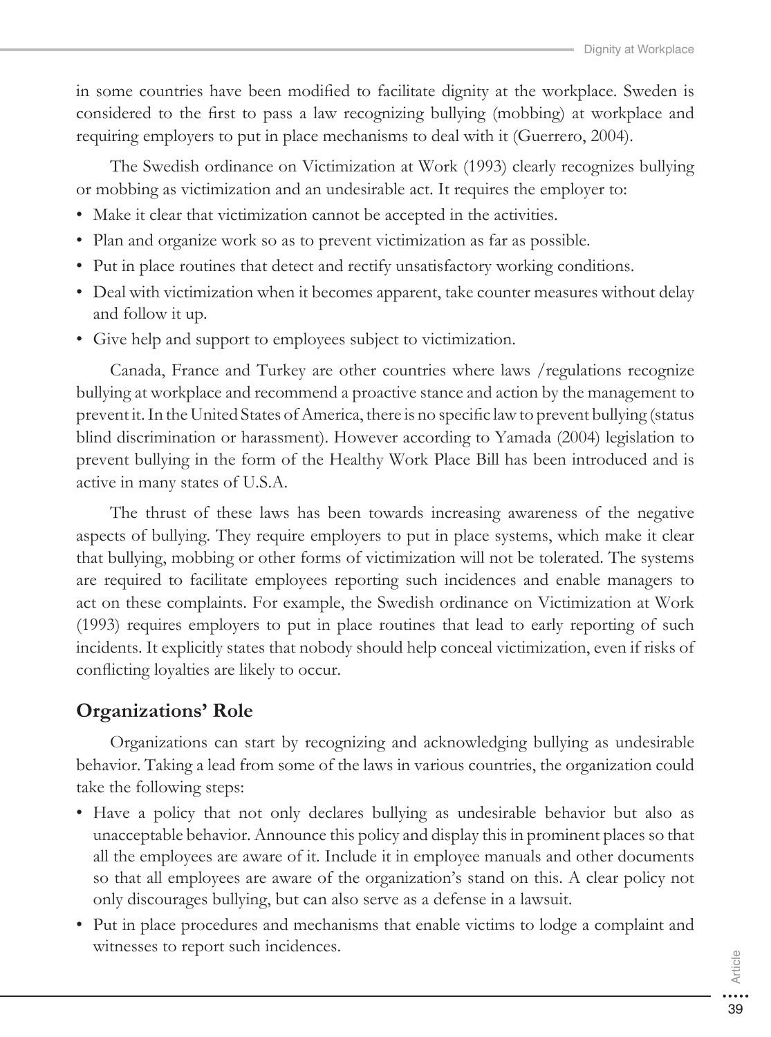in some countries have been modified to facilitate dignity at the workplace. Sweden is considered to the first to pass a law recognizing bullying (mobbing) at workplace and requiring employers to put in place mechanisms to deal with it (Guerrero, 2004).

The Swedish ordinance on Victimization at Work (1993) clearly recognizes bullying or mobbing as victimization and an undesirable act. It requires the employer to:

- Make it clear that victimization cannot be accepted in the activities.
- Plan and organize work so as to prevent victimization as far as possible.
- Put in place routines that detect and rectify unsatisfactory working conditions.
- Deal with victimization when it becomes apparent, take counter measures without delay and follow it up.
- Give help and support to employees subject to victimization.

Canada, France and Turkey are other countries where laws /regulations recognize bullying at workplace and recommend a proactive stance and action by the management to prevent it. In the United States of America, there is no specific law to prevent bullying (status blind discrimination or harassment). However according to Yamada (2004) legislation to prevent bullying in the form of the Healthy Work Place Bill has been introduced and is active in many states of U.S.A.

The thrust of these laws has been towards increasing awareness of the negative aspects of bullying. They require employers to put in place systems, which make it clear that bullying, mobbing or other forms of victimization will not be tolerated. The systems are required to facilitate employees reporting such incidences and enable managers to act on these complaints. For example, the Swedish ordinance on Victimization at Work (1993) requires employers to put in place routines that lead to early reporting of such incidents. It explicitly states that nobody should help conceal victimization, even if risks of conflicting loyalties are likely to occur.

## Organizations' Role

Organizations can start by recognizing and acknowledging bullying as undesirable behavior. Taking a lead from some of the laws in various countries, the organization could take the following steps:

- Have a policy that not only declares bullying as undesirable behavior but also as unacceptable behavior. Announce this policy and display this in prominent places so that all the employees are aware of it. Include it in employee manuals and other documents so that all employees are aware of the organization's stand on this. A clear policy not only discourages bullying, but can also serve as a defense in a lawsuit.
- Put in place procedures and mechanisms that enable victims to lodge a complaint and witnesses to report such incidences.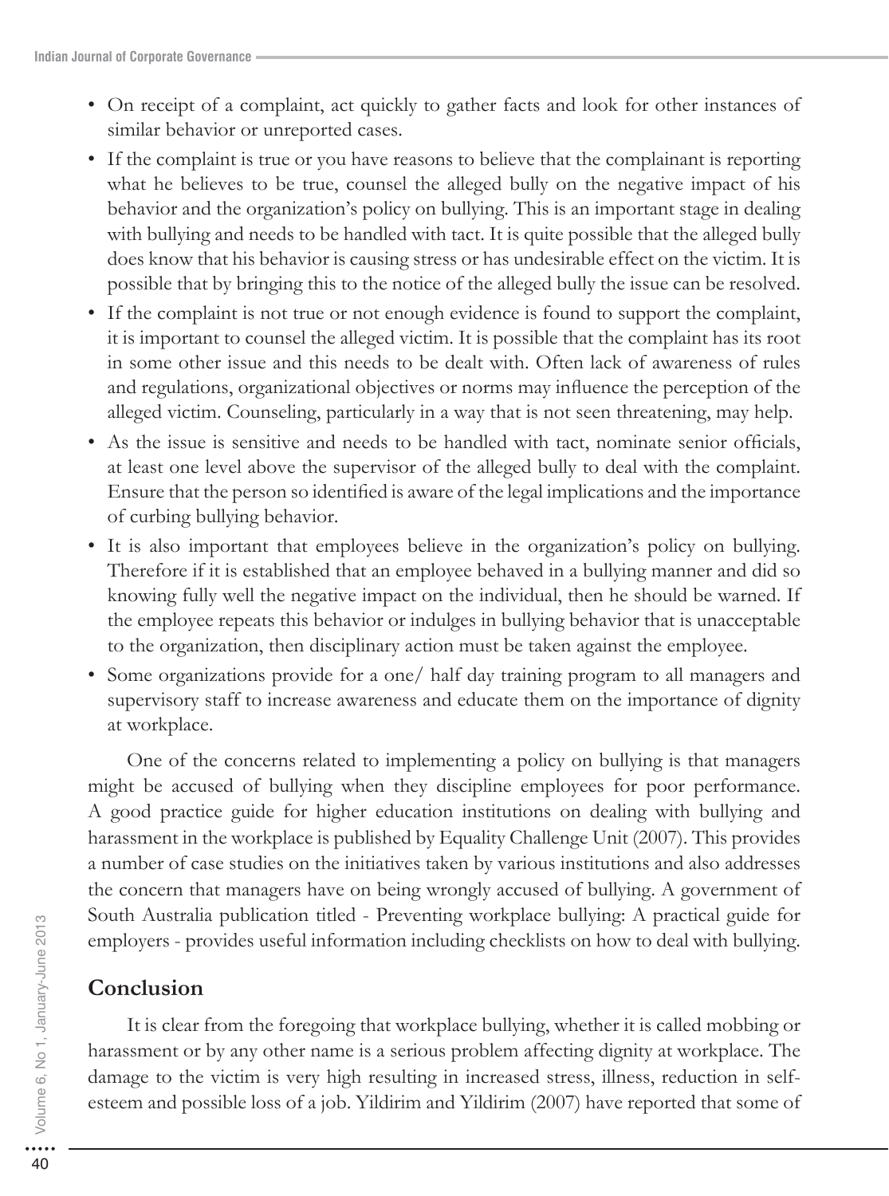- On receipt of a complaint, act quickly to gather facts and look for other instances of similar behavior or unreported cases.
- If the complaint is true or you have reasons to believe that the complainant is reporting what he believes to be true, counsel the alleged bully on the negative impact of his behavior and the organization's policy on bullying. This is an important stage in dealing with bullying and needs to be handled with tact. It is quite possible that the alleged bully does know that his behavior is causing stress or has undesirable effect on the victim. It is possible that by bringing this to the notice of the alleged bully the issue can be resolved.
- If the complaint is not true or not enough evidence is found to support the complaint, it is important to counsel the alleged victim. It is possible that the complaint has its root in some other issue and this needs to be dealt with. Often lack of awareness of rules and regulations, organizational objectives or norms may influence the perception of the alleged victim. Counseling, particularly in a way that is not seen threatening, may help.
- As the issue is sensitive and needs to be handled with tact, nominate senior officials, at least one level above the supervisor of the alleged bully to deal with the complaint. Ensure that the person so identified is aware of the legal implications and the importance of curbing bullying behavior.
- It is also important that employees believe in the organization's policy on bullying. Therefore if it is established that an employee behaved in a bullying manner and did so knowing fully well the negative impact on the individual, then he should be warned. If the employee repeats this behavior or indulges in bullying behavior that is unacceptable to the organization, then disciplinary action must be taken against the employee.
- Some organizations provide for a one/ half day training program to all managers and supervisory staff to increase awareness and educate them on the importance of dignity at workplace.

One of the concerns related to implementing a policy on bullying is that managers might be accused of bullying when they discipline employees for poor performance. A good practice guide for higher education institutions on dealing with bullying and harassment in the workplace is published by Equality Challenge Unit (2007). This provides a number of case studies on the initiatives taken by various institutions and also addresses the concern that managers have on being wrongly accused of bullying. A government of South Australia publication titled - Preventing workplace bullying: A practical guide for employers - provides useful information including checklists on how to deal with bullying.

## Conclusion

It is clear from the foregoing that workplace bullying, whether it is called mobbing or harassment or by any other name is a serious problem affecting dignity at workplace. The damage to the victim is very high resulting in increased stress, illness, reduction in self-esteem and possible loss of a job. Yildirim and Yildirim (2007) have reported that some of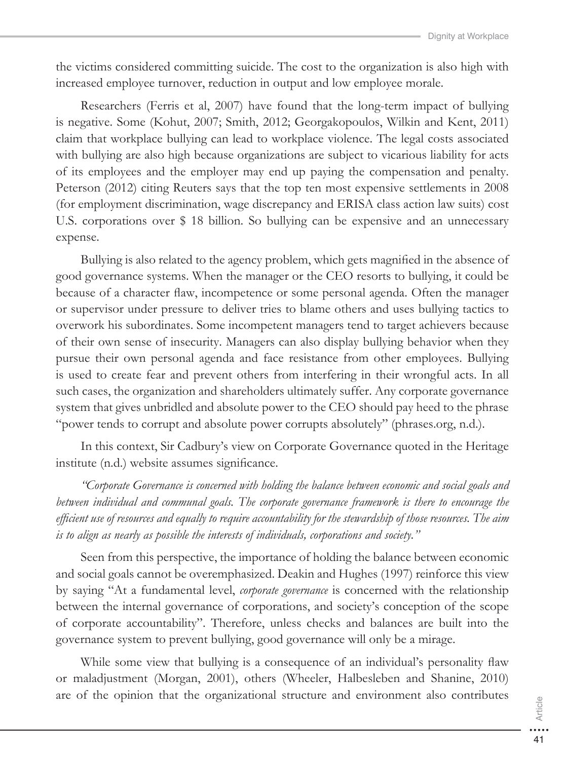the victims considered committing suicide. The cost to the organization is also high with increased employee turnover, reduction in output and low employee morale.

Researchers (Ferris et al, 2007) have found that the long-term impact of bullying is negative. Some (Kohut, 2007; Smith, 2012; Georgakopoulos, Wilkin and Kent, 2011) claim that workplace bullying can lead to workplace violence. The legal costs associated with bullying are also high because organizations are subject to vicarious liability for acts of its employees and the employer may end up paying the compensation and penalty. Peterson (2012) citing Reuters says that the top ten most expensive settlements in 2008 (for employment discrimination, wage discrepancy and ERISA class action law suits) cost U.S. corporations over $ 18 billion. So bullying can be expensive and an unnecessary expense.

Bullying is also related to the agency problem, which gets magnified in the absence of good governance systems. When the manager or the CEO resorts to bullying, it could be because of a character flaw, incompetence or some personal agenda. Often the manager or supervisor under pressure to deliver tries to blame others and uses bullying tactics to overwork his subordinates. Some incompetent managers tend to target achievers because of their own sense of insecurity. Managers can also display bullying behavior when they pursue their own personal agenda and face resistance from other employees. Bullying is used to create fear and prevent others from interfering in their wrongful acts. In all such cases, the organization and shareholders ultimately suffer. Any corporate governance system that gives unbridled and absolute power to the CEO should pay heed to the phrase "power tends to corrupt and absolute power corrupts absolutely" (phrases.org, n.d.).

In this context, Sir Cadbury's view on Corporate Governance quoted in the Heritage institute (n.d.) website assumes significance.

*"Corporate Governance is concerned with holding the balance between economic and social goals and between individual and communal goals. The corporate governance framework is there to encourage the efficient use of resources and equally to require accountability for the stewardship of those resources. The aim is to align as nearly as possible the interests of individuals, corporations and society."*

Seen from this perspective, the importance of holding the balance between economic and social goals cannot be overemphasized. Deakin and Hughes (1997) reinforce this view by saying "At a fundamental level, *corporate governance* is concerned with the relationship between the internal governance of corporations, and society's conception of the scope of corporate accountability". Therefore, unless checks and balances are built into the governance system to prevent bullying, good governance will only be a mirage.

While some view that bullying is a consequence of an individual's personality flaw or maladjustment (Morgan, 2001), others (Wheeler, Halbesleben and Shanine, 2010) are of the opinion that the organizational structure and environment also contributes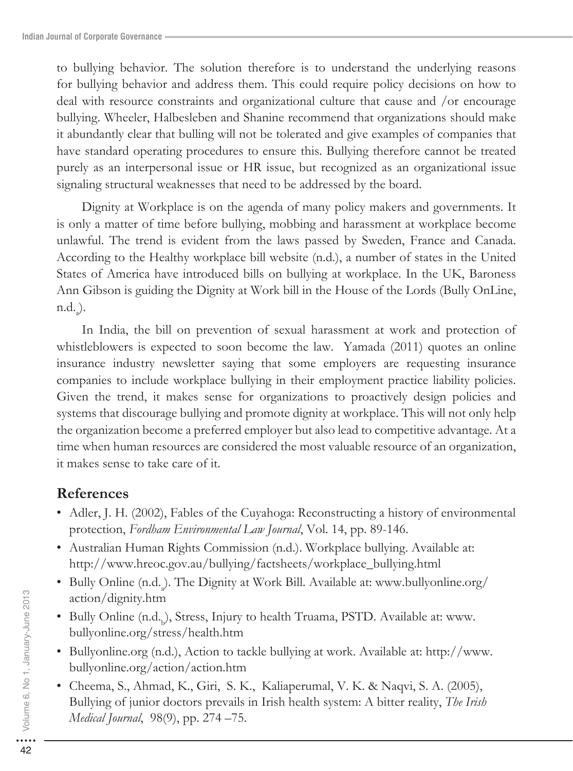to bullying behavior. The solution therefore is to understand the underlying reasons for bullying behavior and address them. This could require policy decisions on how to deal with resource constraints and organizational culture that cause and /or encourage bullying. Wheeler, Halbesleben and Shanine recommend that organizations should make it abundantly clear that bulling will not be tolerated and give examples of companies that have standard operating procedures to ensure this. Bullying therefore cannot be treated purely as an interpersonal issue or HR issue, but recognized as an organizational issue signaling structural weaknesses that need to be addressed by the board.

Dignity at Workplace is on the agenda of many policy makers and governments. It is only a matter of time before bullying, mobbing and harassment at workplace become unlawful. The trend is evident from the laws passed by Sweden, France and Canada. According to the Healthy workplace bill website (n.d.), a number of states in the United States of America have introduced bills on bullying at workplace. In the UK, Baroness Ann Gibson is guiding the Dignity at Work bill in the House of the Lords (Bully OnLine, n.d.$_a$).

In India, the bill on prevention of sexual harassment at work and protection of whistleblowers is expected to soon become the law. Yamada (2011) quotes an online insurance industry newsletter saying that some employers are requesting insurance companies to include workplace bullying in their employment practice liability policies. Given the trend, it makes sense for organizations to proactively design policies and systems that discourage bullying and promote dignity at workplace. This will not only help the organization become a preferred employer but also lead to competitive advantage. At a time when human resources are considered the most valuable resource of an organization, it makes sense to take care of it.

## References

- Adler, J. H. (2002), Fables of the Cuyahoga: Reconstructing a history of environmental protection, *Fordham Environmental Law Journal*, Vol. 14, pp. 89-146.
- Australian Human Rights Commission (n.d.). Workplace bullying. Available at: http://www.hreoc.gov.au/bullying/factsheets/workplace_bullying.html
- Bully Online (n.d.$_a$). The Dignity at Work Bill. Available at: www.bullyonline.org/action/dignity.htm
- Bully Online (n.d.$_b$), Stress, Injury to health Truama, PSTD. Available at: www.bullyonline.org/stress/health.htm
- Bullyonline.org (n.d.), Action to tackle bullying at work. Available at: http://www.bullyonline.org/action/action.htm
- Cheema, S., Ahmad, K., Giri, S. K., Kaliaperumal, V. K. & Naqvi, S. A. (2005), Bullying of junior doctors prevails in Irish health system: A bitter reality, *The Irish Medical Journal*, 98(9), pp. 274 –75.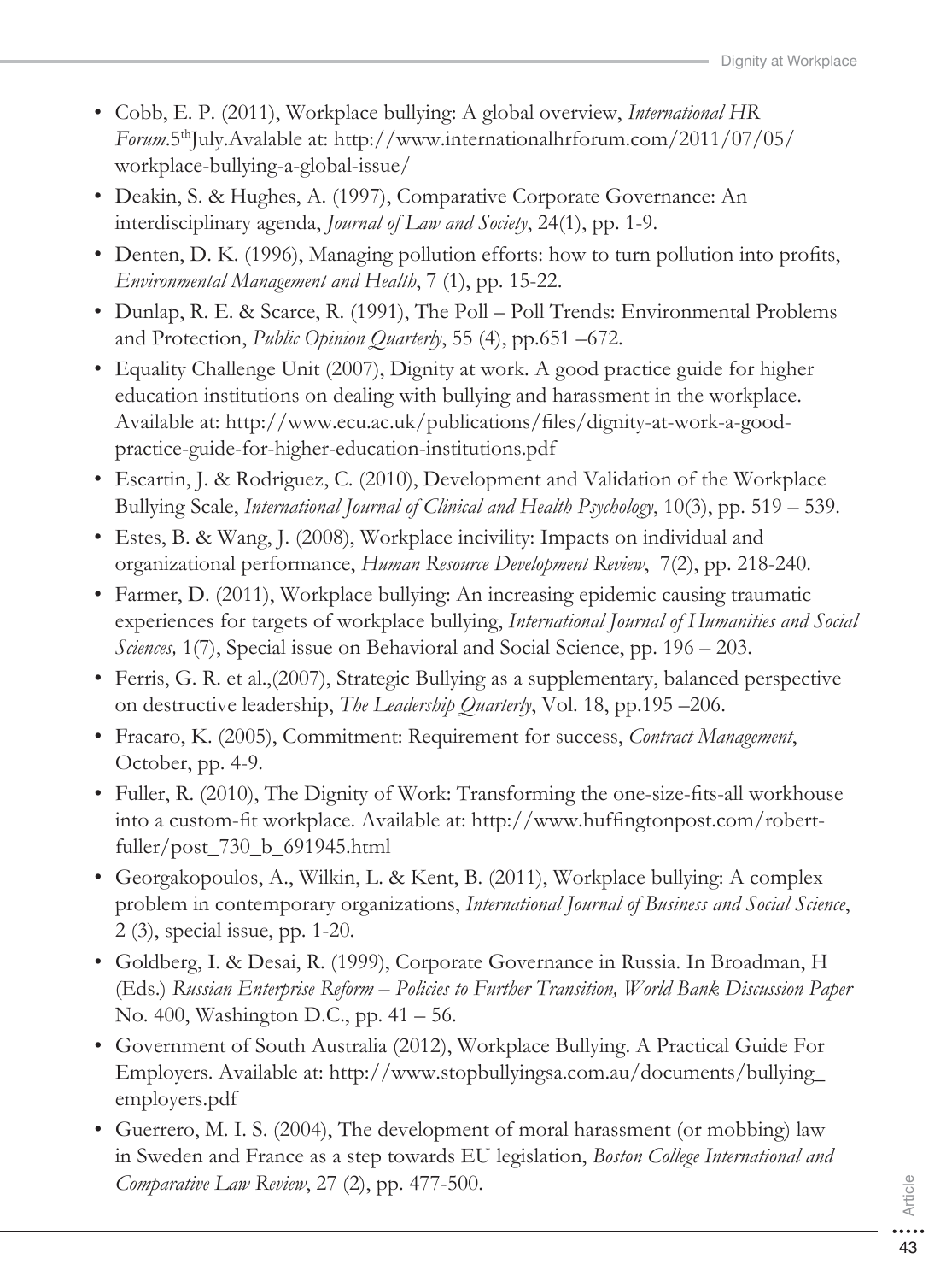- Cobb, E. P. (2011), Workplace bullying: A global overview, *International HR Forum*.5th July.Avalable at: http://www.internationalhrforum.com/2011/07/05/workplace-bullying-a-global-issue/
- Deakin, S. & Hughes, A. (1997), Comparative Corporate Governance: An interdisciplinary agenda, *Journal of Law and Society*, 24(1), pp. 1-9.
- Denten, D. K. (1996), Managing pollution efforts: how to turn pollution into profits, *Environmental Management and Health*, 7 (1), pp. 15-22.
- Dunlap, R. E. & Scarce, R. (1991), The Poll – Poll Trends: Environmental Problems and Protection, *Public Opinion Quarterly*, 55 (4), pp.651 –672.
- Equality Challenge Unit (2007), Dignity at work. A good practice guide for higher education institutions on dealing with bullying and harassment in the workplace. Available at: http://www.ecu.ac.uk/publications/files/dignity-at-work-a-good-practice-guide-for-higher-education-institutions.pdf
- Escartin, J. & Rodriguez, C. (2010), Development and Validation of the Workplace Bullying Scale, *International Journal of Clinical and Health Psychology*, 10(3), pp. 519 – 539.
- Estes, B. & Wang, J. (2008), Workplace incivility: Impacts on individual and organizational performance, *Human Resource Development Review*, 7(2), pp. 218-240.
- Farmer, D. (2011), Workplace bullying: An increasing epidemic causing traumatic experiences for targets of workplace bullying, *International Journal of Humanities and Social Sciences,* 1(7), Special issue on Behavioral and Social Science, pp. 196 – 203.
- Ferris, G. R. et al.,(2007), Strategic Bullying as a supplementary, balanced perspective on destructive leadership, *The Leadership Quarterly*, Vol. 18, pp.195 –206.
- Fracaro, K. (2005), Commitment: Requirement for success, *Contract Management*, October, pp. 4-9.
- Fuller, R. (2010), The Dignity of Work: Transforming the one-size-fits-all workhouse into a custom-fit workplace. Available at: http://www.huffingtonpost.com/robert-fuller/post_730_b_691945.html
- Georgakopoulos, A., Wilkin, L. & Kent, B. (2011), Workplace bullying: A complex problem in contemporary organizations, *International Journal of Business and Social Science*, 2 (3), special issue, pp. 1-20.
- Goldberg, I. & Desai, R. (1999), Corporate Governance in Russia. In Broadman, H (Eds.) *Russian Enterprise Reform – Policies to Further Transition, World Bank Discussion Paper* No. 400, Washington D.C., pp. 41 – 56.
- Government of South Australia (2012), Workplace Bullying. A Practical Guide For Employers. Available at: http://www.stopbullyingsa.com.au/documents/bullying_employers.pdf
- Guerrero, M. I. S. (2004), The development of moral harassment (or mobbing) law in Sweden and France as a step towards EU legislation, *Boston College International and Comparative Law Review*, 27 (2), pp. 477-500.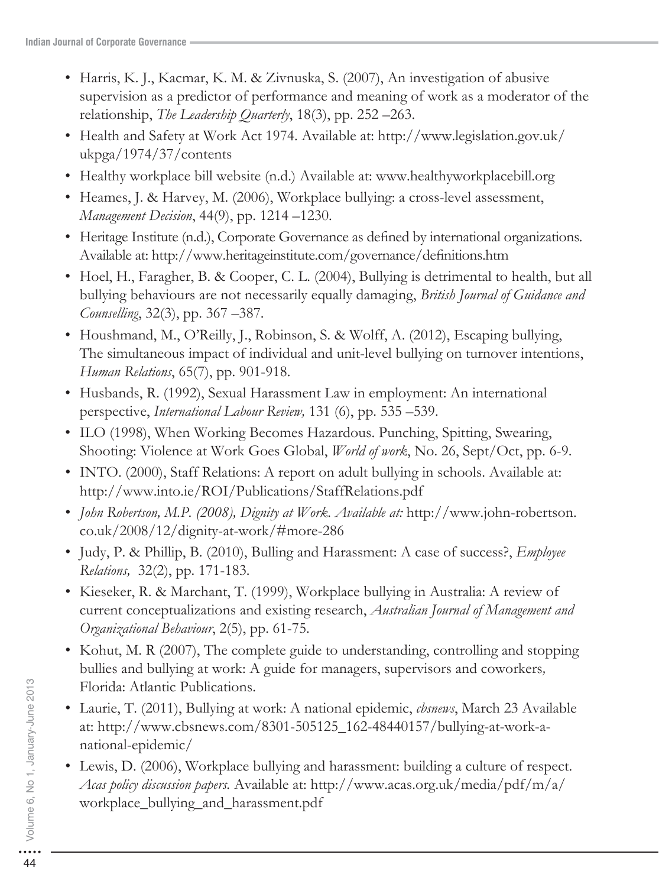- Harris, K. J., Kacmar, K. M. & Zivnuska, S. (2007), An investigation of abusive supervision as a predictor of performance and meaning of work as a moderator of the relationship, *The Leadership Quarterly*, 18(3), pp. 252 –263.
- Health and Safety at Work Act 1974. Available at: http://www.legislation.gov.uk/ukpga/1974/37/contents
- Healthy workplace bill website (n.d.) Available at: www.healthyworkplacebill.org
- Heames, J. & Harvey, M. (2006), Workplace bullying: a cross-level assessment, *Management Decision*, 44(9), pp. 1214 –1230.
- Heritage Institute (n.d.), Corporate Governance as defined by international organizations. Available at: http://www.heritageinstitute.com/governance/definitions.htm
- Hoel, H., Faragher, B. & Cooper, C. L. (2004), Bullying is detrimental to health, but all bullying behaviours are not necessarily equally damaging, *British Journal of Guidance and Counselling*, 32(3), pp. 367 –387.
- Houshmand, M., O'Reilly, J., Robinson, S. & Wolff, A. (2012), Escaping bullying, The simultaneous impact of individual and unit-level bullying on turnover intentions, *Human Relations*, 65(7), pp. 901-918.
- Husbands, R. (1992), Sexual Harassment Law in employment: An international perspective, *International Labour Review,* 131 (6), pp. 535 –539.
- ILO (1998), When Working Becomes Hazardous. Punching, Spitting, Swearing, Shooting: Violence at Work Goes Global, *World of work*, No. 26, Sept/Oct, pp. 6-9.
- INTO. (2000), Staff Relations: A report on adult bullying in schools. Available at: http://www.into.ie/ROI/Publications/StaffRelations.pdf
- *John Robertson, M.P. (2008), Dignity at Work. Available at:* http://www.john-robertson.co.uk/2008/12/dignity-at-work/#more-286
- Judy, P. & Phillip, B. (2010), Bulling and Harassment: A case of success?, *Employee Relations,* 32(2), pp. 171-183.
- Kieseker, R. & Marchant, T. (1999), Workplace bullying in Australia: A review of current conceptualizations and existing research, *Australian Journal of Management and Organizational Behaviour*, 2(5), pp. 61-75.
- Kohut, M. R (2007), The complete guide to understanding, controlling and stopping bullies and bullying at work: A guide for managers, supervisors and coworkers*,* Florida: Atlantic Publications.
- Laurie, T. (2011), Bullying at work: A national epidemic, *cbsnews*, March 23 Available at: http://www.cbsnews.com/8301-505125_162-48440157/bullying-at-work-a-national-epidemic/
- Lewis, D. (2006), Workplace bullying and harassment: building a culture of respect. *Acas policy discussion papers.* Available at: http://www.acas.org.uk/media/pdf/m/a/workplace_bullying_and_harassment.pdf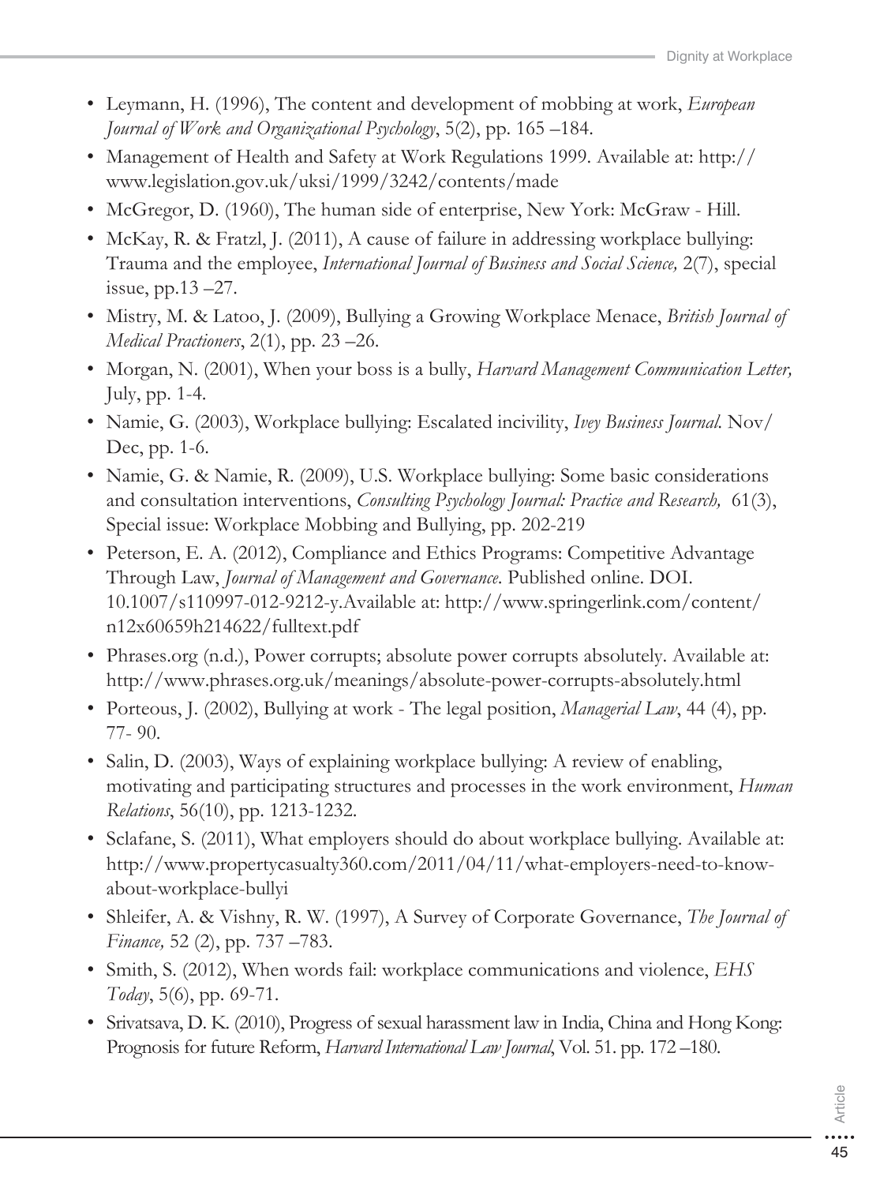- Leymann, H. (1996), The content and development of mobbing at work, *European Journal of Work and Organizational Psychology*, 5(2), pp. 165 –184.
- Management of Health and Safety at Work Regulations 1999. Available at: http://www.legislation.gov.uk/uksi/1999/3242/contents/made
- McGregor, D. (1960), The human side of enterprise, New York: McGraw - Hill.
- McKay, R. & Fratzl, J. (2011), A cause of failure in addressing workplace bullying: Trauma and the employee, *International Journal of Business and Social Science,* 2(7), special issue, pp.13 –27.
- Mistry, M. & Latoo, J. (2009), Bullying a Growing Workplace Menace, *British Journal of Medical Practioners*, 2(1), pp. 23 –26.
- Morgan, N. (2001), When your boss is a bully, *Harvard Management Communication Letter,* July, pp. 1-4.
- Namie, G. (2003), Workplace bullying: Escalated incivility, *Ivey Business Journal*. Nov/Dec, pp. 1-6.
- Namie, G. & Namie, R. (2009), U.S. Workplace bullying: Some basic considerations and consultation interventions, *Consulting Psychology Journal: Practice and Research,* 61(3), Special issue: Workplace Mobbing and Bullying, pp. 202-219
- Peterson, E. A. (2012), Compliance and Ethics Programs: Competitive Advantage Through Law, *Journal of Management and Governance*. Published online. DOI. 10.1007/s110997-012-9212-y.Available at: http://www.springerlink.com/content/n12x60659h214622/fulltext.pdf
- Phrases.org (n.d.), Power corrupts; absolute power corrupts absolutely. Available at: http://www.phrases.org.uk/meanings/absolute-power-corrupts-absolutely.html
- Porteous, J. (2002), Bullying at work - The legal position, *Managerial Law*, 44 (4), pp. 77- 90.
- Salin, D. (2003), Ways of explaining workplace bullying: A review of enabling, motivating and participating structures and processes in the work environment, *Human Relations*, 56(10), pp. 1213-1232.
- Sclafane, S. (2011), What employers should do about workplace bullying. Available at: http://www.propertycasualty360.com/2011/04/11/what-employers-need-to-know-about-workplace-bullyi
- Shleifer, A. & Vishny, R. W. (1997), A Survey of Corporate Governance, *The Journal of Finance,* 52 (2), pp. 737 –783.
- Smith, S. (2012), When words fail: workplace communications and violence, *EHS Today*, 5(6), pp. 69-71.
- Srivatsava, D. K. (2010), Progress of sexual harassment law in India, China and Hong Kong: Prognosis for future Reform, *Harvard International Law Journal*, Vol. 51. pp. 172 –180.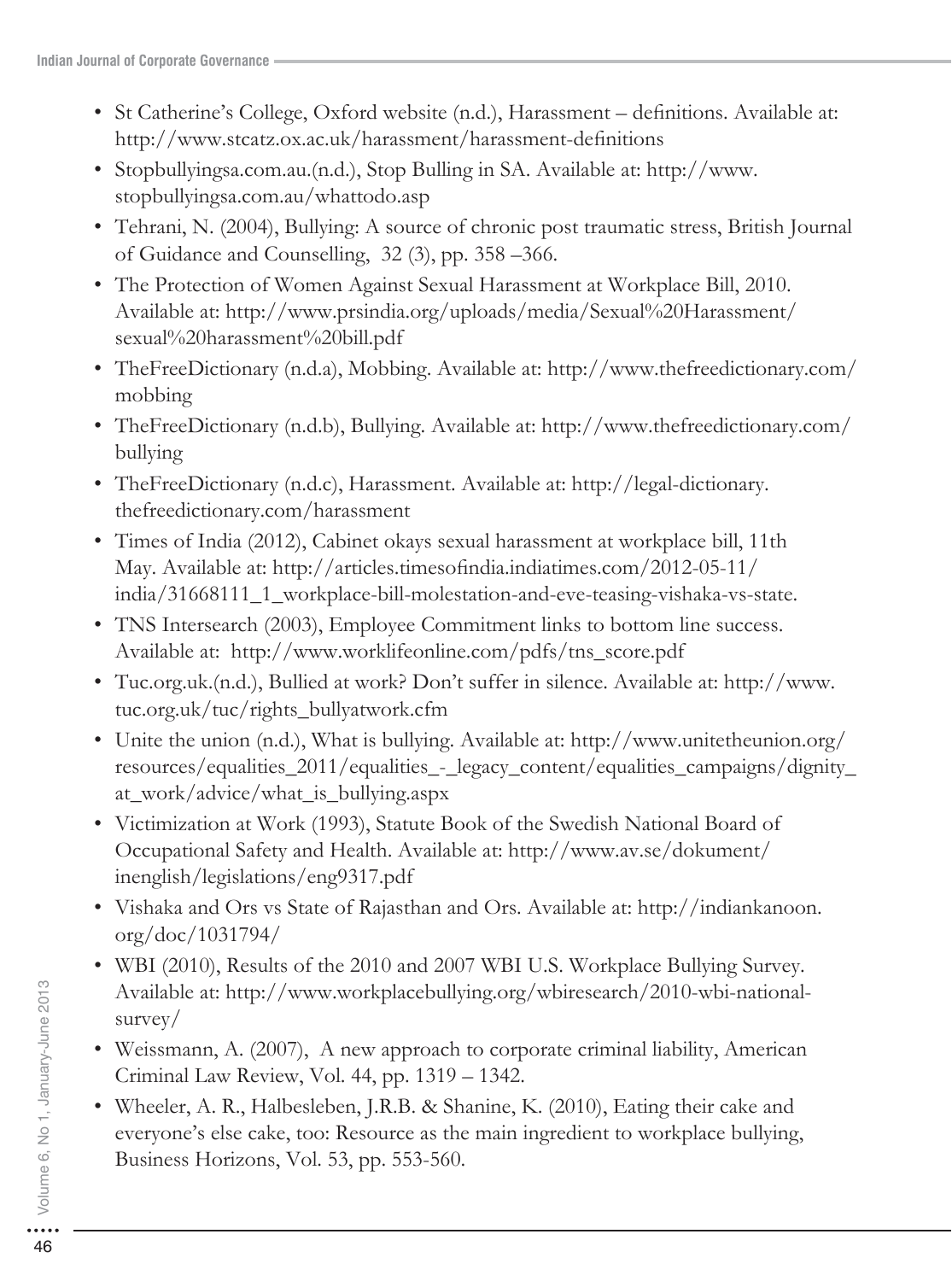- St Catherine's College, Oxford website (n.d.), Harassment – definitions. Available at: http://www.stcatz.ox.ac.uk/harassment/harassment-definitions
- Stopbullyingsa.com.au.(n.d.), Stop Bulling in SA. Available at: http://www.stopbullyingsa.com.au/whattodo.asp
- Tehrani, N. (2004), Bullying: A source of chronic post traumatic stress, British Journal of Guidance and Counselling, 32 (3), pp. 358 –366.
- The Protection of Women Against Sexual Harassment at Workplace Bill, 2010. Available at: http://www.prsindia.org/uploads/media/Sexual%20Harassment/sexual%20harassment%20bill.pdf
- TheFreeDictionary (n.d.a), Mobbing. Available at: http://www.thefreedictionary.com/mobbing
- TheFreeDictionary (n.d.b), Bullying. Available at: http://www.thefreedictionary.com/bullying
- TheFreeDictionary (n.d.c), Harassment. Available at: http://legal-dictionary.thefreedictionary.com/harassment
- Times of India (2012), Cabinet okays sexual harassment at workplace bill, 11th May. Available at: http://articles.timesofindia.indiatimes.com/2012-05-11/india/31668111_1_workplace-bill-molestation-and-eve-teasing-vishaka-vs-state.
- TNS Intersearch (2003), Employee Commitment links to bottom line success. Available at: http://www.worklifeonline.com/pdfs/tns_score.pdf
- Tuc.org.uk.(n.d.), Bullied at work? Don't suffer in silence. Available at: http://www.tuc.org.uk/tuc/rights_bullyatwork.cfm
- Unite the union (n.d.), What is bullying. Available at: http://www.unitetheunion.org/resources/equalities_2011/equalities_-_legacy_content/equalities_campaigns/dignity_at_work/advice/what_is_bullying.aspx
- Victimization at Work (1993), Statute Book of the Swedish National Board of Occupational Safety and Health. Available at: http://www.av.se/dokument/inenglish/legislations/eng9317.pdf
- Vishaka and Ors vs State of Rajasthan and Ors. Available at: http://indiankanoon.org/doc/1031794/
- WBI (2010), Results of the 2010 and 2007 WBI U.S. Workplace Bullying Survey. Available at: http://www.workplacebullying.org/wbiresearch/2010-wbi-national-survey/
- Weissmann, A. (2007), A new approach to corporate criminal liability, American Criminal Law Review, Vol. 44, pp. 1319 – 1342.
- Wheeler, A. R., Halbesleben, J.R.B. & Shanine, K. (2010), Eating their cake and everyone's else cake, too: Resource as the main ingredient to workplace bullying, Business Horizons, Vol. 53, pp. 553-560.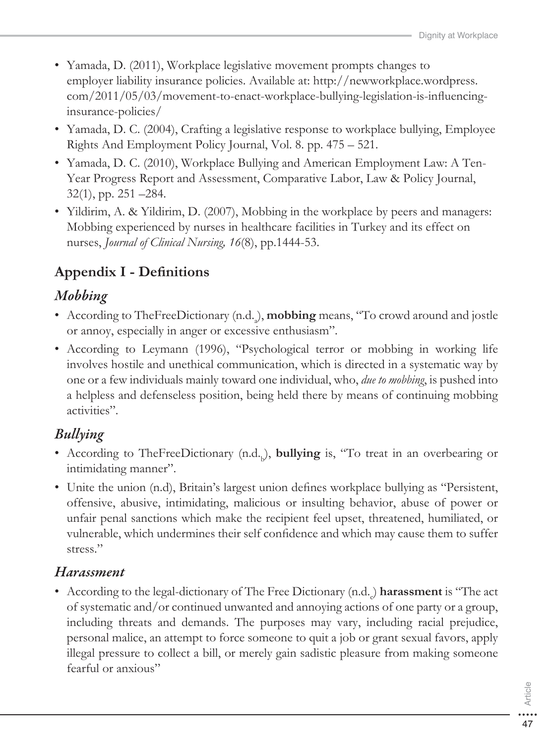- Yamada, D. (2011), Workplace legislative movement prompts changes to employer liability insurance policies. Available at: http://newworkplace.wordpress.com/2011/05/03/movement-to-enact-workplace-bullying-legislation-is-influencing-insurance-policies/
- Yamada, D. C. (2004), Crafting a legislative response to workplace bullying, Employee Rights And Employment Policy Journal, Vol. 8. pp. 475 – 521.
- Yamada, D. C. (2010), Workplace Bullying and American Employment Law: A Ten-Year Progress Report and Assessment, Comparative Labor, Law & Policy Journal, 32(1), pp. 251 –284.
- Yildirim, A. & Yildirim, D. (2007), Mobbing in the workplace by peers and managers: Mobbing experienced by nurses in healthcare facilities in Turkey and its effect on nurses, *Journal of Clinical Nursing, 16*(8), pp.1444-53.

## Appendix I - Definitions

### *Mobbing*

- According to TheFreeDictionary (n.d.$_a$), **mobbing** means, "To crowd around and jostle or annoy, especially in anger or excessive enthusiasm".
- According to Leymann (1996), "Psychological terror or mobbing in working life involves hostile and unethical communication, which is directed in a systematic way by one or a few individuals mainly toward one individual, who, *due to mobbing*, is pushed into a helpless and defenseless position, being held there by means of continuing mobbing activities".

### *Bullying*

- According to TheFreeDictionary (n.d.$_b$), **bullying** is, "To treat in an overbearing or intimidating manner".
- Unite the union (n.d), Britain's largest union defines workplace bullying as "Persistent, offensive, abusive, intimidating, malicious or insulting behavior, abuse of power or unfair penal sanctions which make the recipient feel upset, threatened, humiliated, or vulnerable, which undermines their self confidence and which may cause them to suffer stress."

### *Harassment*

- According to the legal-dictionary of The Free Dictionary (n.d.$_c$) **harassment** is "The act of systematic and/or continued unwanted and annoying actions of one party or a group, including threats and demands. The purposes may vary, including racial prejudice, personal malice, an attempt to force someone to quit a job or grant sexual favors, apply illegal pressure to collect a bill, or merely gain sadistic pleasure from making someone fearful or anxious"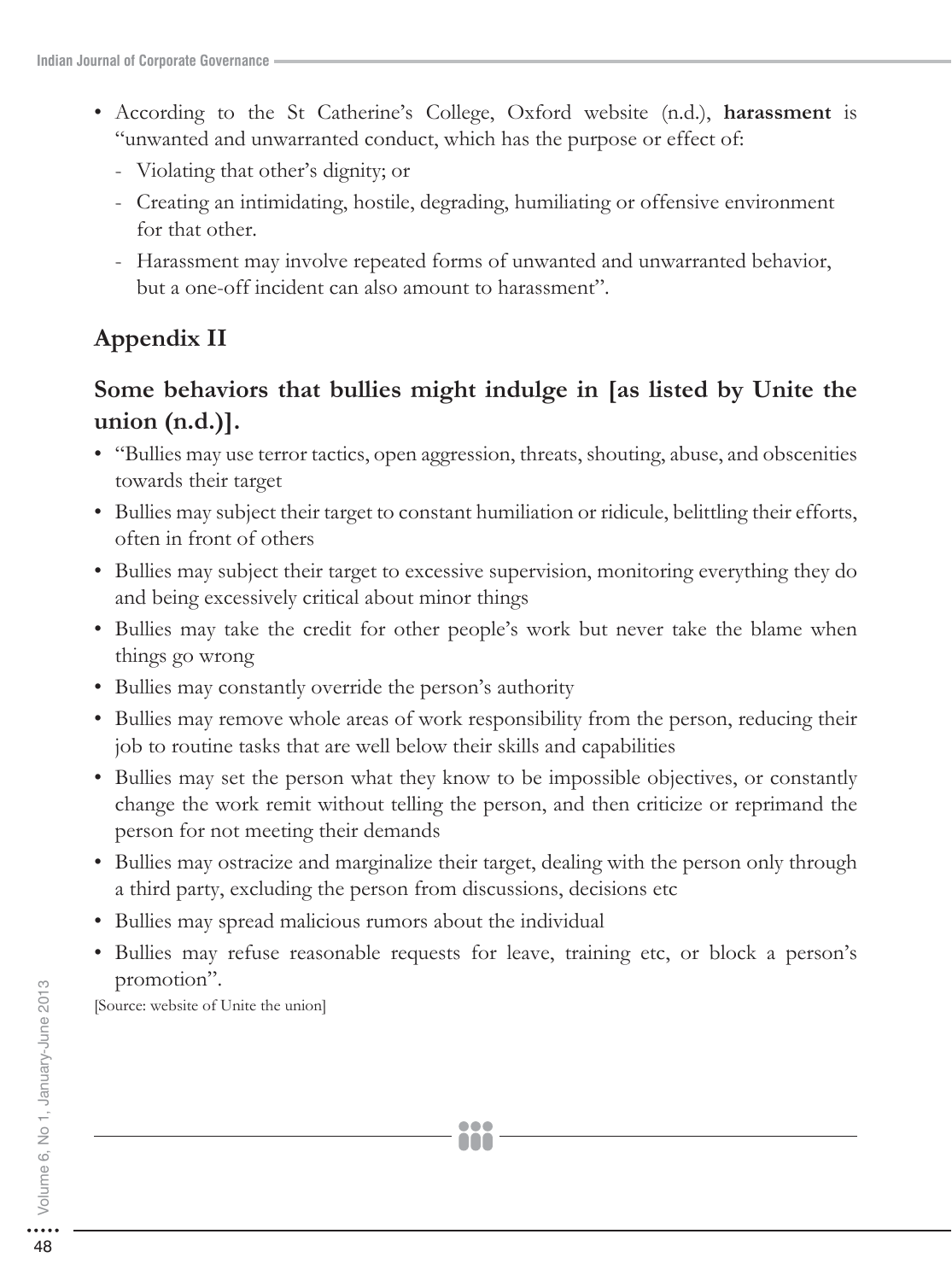- According to the St Catherine's College, Oxford website (n.d.), **harassment** is "unwanted and unwarranted conduct, which has the purpose or effect of:
  - Violating that other's dignity; or
  - Creating an intimidating, hostile, degrading, humiliating or offensive environment for that other.
  - Harassment may involve repeated forms of unwanted and unwarranted behavior, but a one-off incident can also amount to harassment".

## Appendix II

### Some behaviors that bullies might indulge in [as listed by Unite the union (n.d.)].

- "Bullies may use terror tactics, open aggression, threats, shouting, abuse, and obscenities towards their target
- Bullies may subject their target to constant humiliation or ridicule, belittling their efforts, often in front of others
- Bullies may subject their target to excessive supervision, monitoring everything they do and being excessively critical about minor things
- Bullies may take the credit for other people's work but never take the blame when things go wrong
- Bullies may constantly override the person's authority
- Bullies may remove whole areas of work responsibility from the person, reducing their job to routine tasks that are well below their skills and capabilities
- Bullies may set the person what they know to be impossible objectives, or constantly change the work remit without telling the person, and then criticize or reprimand the person for not meeting their demands
- Bullies may ostracize and marginalize their target, dealing with the person only through a third party, excluding the person from discussions, decisions etc
- Bullies may spread malicious rumors about the individual
- Bullies may refuse reasonable requests for leave, training etc, or block a person's promotion".

[Source: website of Unite the union]